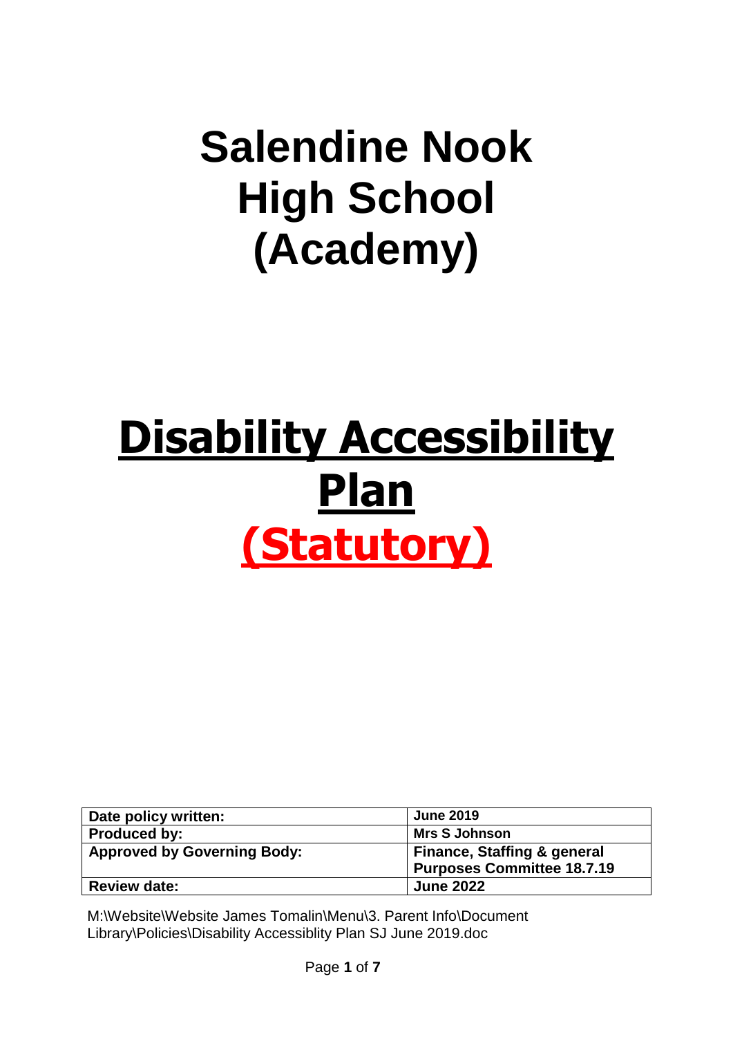# Salendine Nook High School (Academy)

# **Disability Accessibility Plan (Statutory)**

| **Date policy written:** | **June 2019** |
|---|---|
| **Produced by:** | **Mrs S Johnson** |
| **Approved by Governing Body:** | **Finance, Staffing & general Purposes Committee 18.7.19** |
| **Review date:** | **June 2022** |

M:\Website\Website James Tomalin\Menu\3. Parent Info\Document Library\Policies\Disability Accessiblity Plan SJ June 2019.doc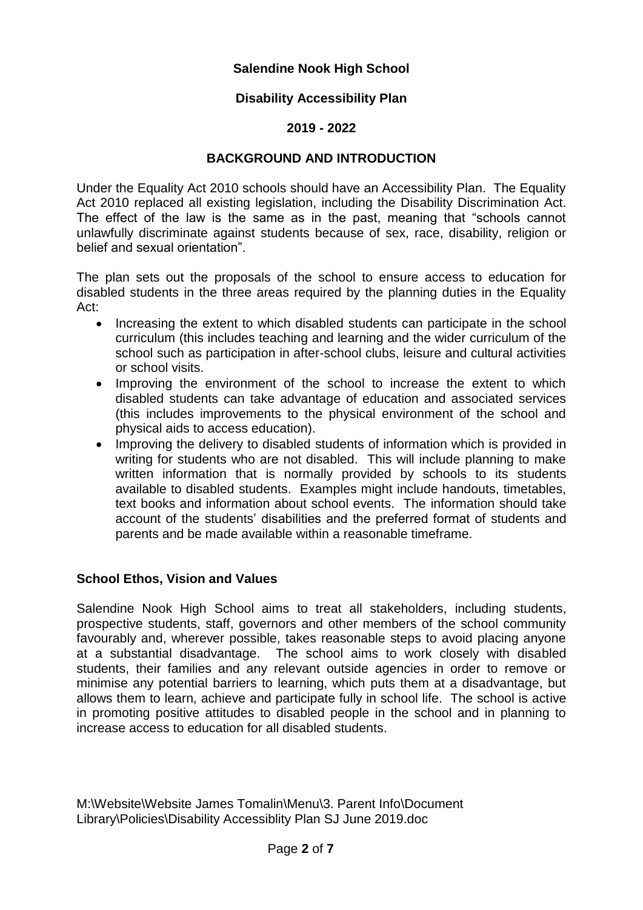**Salendine Nook High School**

**Disability Accessibility Plan**

**2019 - 2022**

## BACKGROUND AND INTRODUCTION

Under the Equality Act 2010 schools should have an Accessibility Plan. The Equality Act 2010 replaced all existing legislation, including the Disability Discrimination Act. The effect of the law is the same as in the past, meaning that "schools cannot unlawfully discriminate against students because of sex, race, disability, religion or belief and sexual orientation".

The plan sets out the proposals of the school to ensure access to education for disabled students in the three areas required by the planning duties in the Equality Act:

- Increasing the extent to which disabled students can participate in the school curriculum (this includes teaching and learning and the wider curriculum of the school such as participation in after-school clubs, leisure and cultural activities or school visits.
- Improving the environment of the school to increase the extent to which disabled students can take advantage of education and associated services (this includes improvements to the physical environment of the school and physical aids to access education).
- Improving the delivery to disabled students of information which is provided in writing for students who are not disabled. This will include planning to make written information that is normally provided by schools to its students available to disabled students. Examples might include handouts, timetables, text books and information about school events. The information should take account of the students' disabilities and the preferred format of students and parents and be made available within a reasonable timeframe.

### School Ethos, Vision and Values

Salendine Nook High School aims to treat all stakeholders, including students, prospective students, staff, governors and other members of the school community favourably and, wherever possible, takes reasonable steps to avoid placing anyone at a substantial disadvantage. The school aims to work closely with disabled students, their families and any relevant outside agencies in order to remove or minimise any potential barriers to learning, which puts them at a disadvantage, but allows them to learn, achieve and participate fully in school life. The school is active in promoting positive attitudes to disabled people in the school and in planning to increase access to education for all disabled students.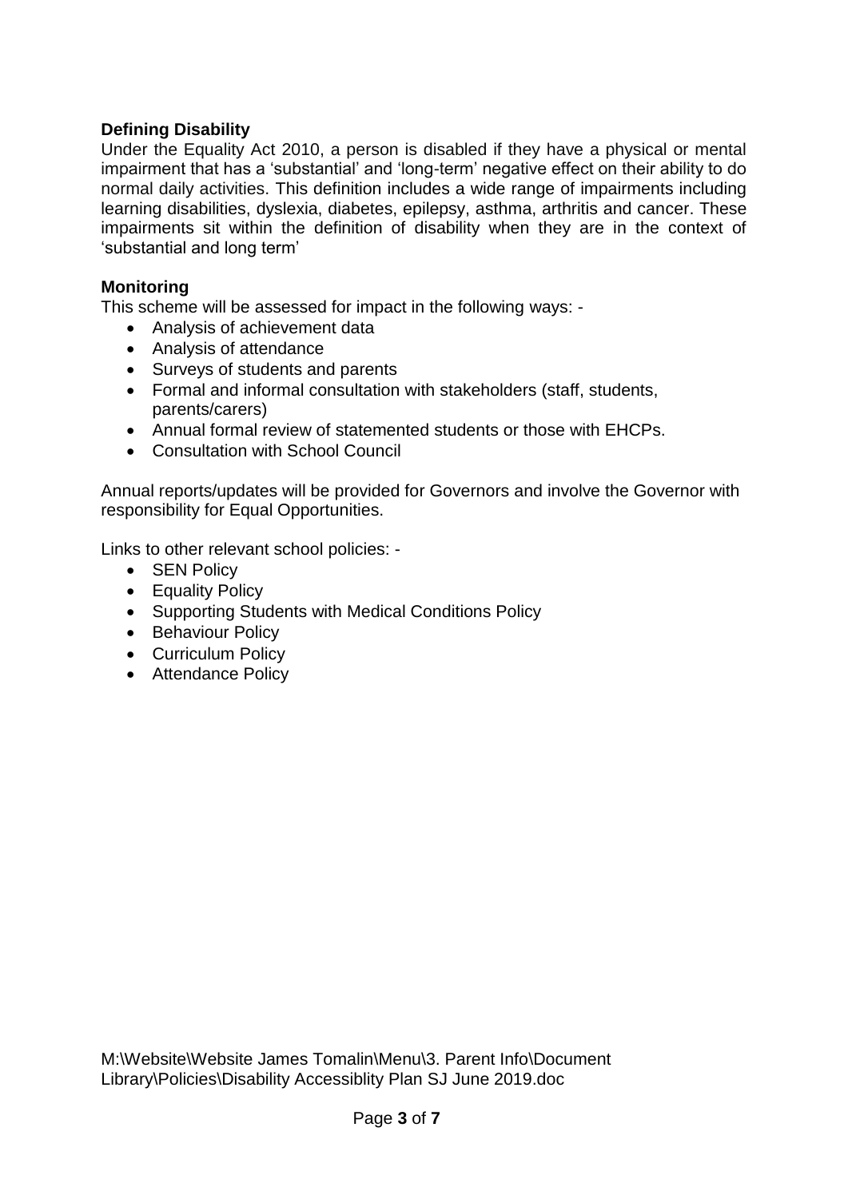**Defining Disability**

Under the Equality Act 2010, a person is disabled if they have a physical or mental impairment that has a 'substantial' and 'long-term' negative effect on their ability to do normal daily activities. This definition includes a wide range of impairments including learning disabilities, dyslexia, diabetes, epilepsy, asthma, arthritis and cancer. These impairments sit within the definition of disability when they are in the context of 'substantial and long term'

**Monitoring**

This scheme will be assessed for impact in the following ways: -

- Analysis of achievement data
- Analysis of attendance
- Surveys of students and parents
- Formal and informal consultation with stakeholders (staff, students, parents/carers)
- Annual formal review of statemented students or those with EHCPs.
- Consultation with School Council

Annual reports/updates will be provided for Governors and involve the Governor with responsibility for Equal Opportunities.

Links to other relevant school policies: -

- SEN Policy
- Equality Policy
- Supporting Students with Medical Conditions Policy
- Behaviour Policy
- Curriculum Policy
- Attendance Policy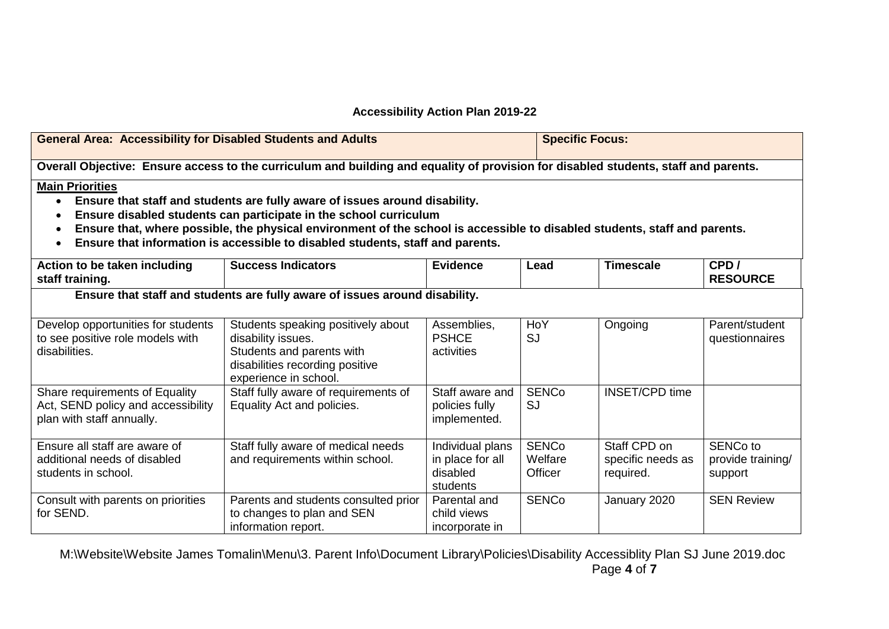## Accessibility Action Plan 2019-22

| **General Area: Accessibility for Disabled Students and Adults** | **Specific Focus:** |
|---|---|

**Overall Objective: Ensure access to the curriculum and building and equality of provision for disabled students, staff and parents.**

**Main Priorities**

- **Ensure that staff and students are fully aware of issues around disability.**
- **Ensure disabled students can participate in the school curriculum**
- **Ensure that, where possible, the physical environment of the school is accessible to disabled students, staff and parents.**
- **Ensure that information is accessible to disabled students, staff and parents.**

| Action to be taken including staff training. | Success Indicators | Evidence | Lead | Timescale | CPD / RESOURCE |
|---|---|---|---|---|---|
| **Ensure that staff and students are fully aware of issues around disability.** | | | | | |
| Develop opportunities for students to see positive role models with disabilities. | Students speaking positively about disability issues. Students and parents with disabilities recording positive experience in school. | Assemblies, PSHCE activities | HoY SJ | Ongoing | Parent/student questionnaires |
| Share requirements of Equality Act, SEND policy and accessibility plan with staff annually. | Staff fully aware of requirements of Equality Act and policies. | Staff aware and policies fully implemented. | SENCo SJ | INSET/CPD time | |
| Ensure all staff are aware of additional needs of disabled students in school. | Staff fully aware of medical needs and requirements within school. | Individual plans in place for all disabled students | SENCo Welfare Officer | Staff CPD on specific needs as required. | SENCo to provide training/ support |
| Consult with parents on priorities for SEND. | Parents and students consulted prior to changes to plan and SEN information report. | Parental and child views incorporate in | SENCo | January 2020 | SEN Review |

M:\Website\Website James Tomalin\Menu\3. Parent Info\Document Library\Policies\Disability Accessiblity Plan SJ June 2019.doc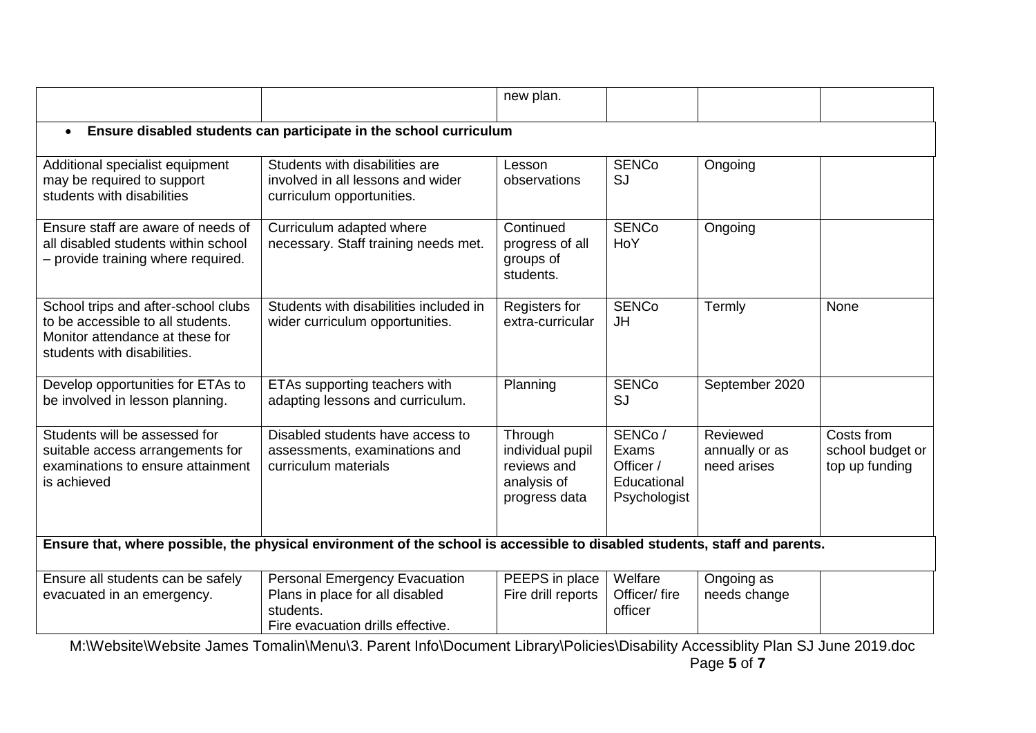| | | new plan. | | | |
|---|---|---|---|---|---|
| • **Ensure disabled students can participate in the school curriculum** | | | | | |
| Additional specialist equipment may be required to support students with disabilities | Students with disabilities are involved in all lessons and wider curriculum opportunities. | Lesson observations | SENCo SJ | Ongoing | |
| Ensure staff are aware of needs of all disabled students within school – provide training where required. | Curriculum adapted where necessary. Staff training needs met. | Continued progress of all groups of students. | SENCo HoY | Ongoing | |
| School trips and after-school clubs to be accessible to all students. Monitor attendance at these for students with disabilities. | Students with disabilities included in wider curriculum opportunities. | Registers for extra-curricular | SENCo JH | Termly | None |
| Develop opportunities for ETAs to be involved in lesson planning. | ETAs supporting teachers with adapting lessons and curriculum. | Planning | SENCo SJ | September 2020 | |
| Students will be assessed for suitable access arrangements for examinations to ensure attainment is achieved | Disabled students have access to assessments, examinations and curriculum materials | Through individual pupil reviews and analysis of progress data | SENCo / Exams Officer / Educational Psychologist | Reviewed annually or as need arises | Costs from school budget or top up funding |
| **Ensure that, where possible, the physical environment of the school is accessible to disabled students, staff and parents.** | | | | | |
| Ensure all students can be safely evacuated in an emergency. | Personal Emergency Evacuation Plans in place for all disabled students. Fire evacuation drills effective. | PEEPS in place Fire drill reports | Welfare Officer/ fire officer | Ongoing as needs change | |

M:\Website\Website James Tomalin\Menu\3. Parent Info\Document Library\Policies\Disability Accessiblity Plan SJ June 2019.doc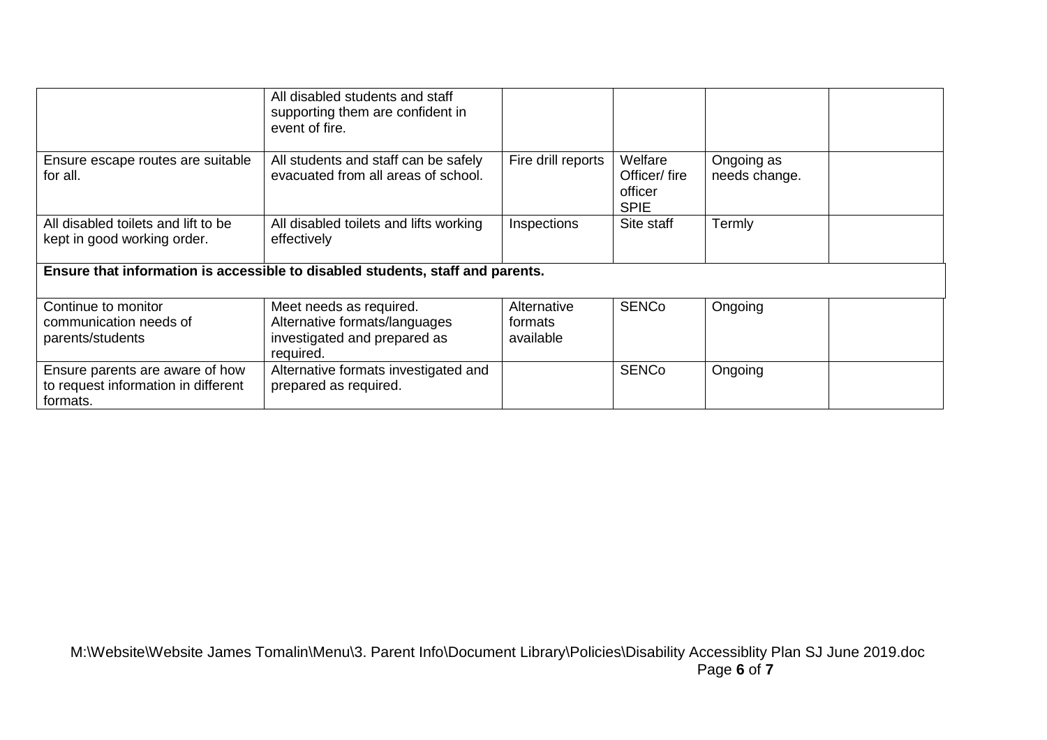| | | | | | |
|---|---|---|---|---|---|
| | All disabled students and staff supporting them are confident in event of fire. | | | | |
| Ensure escape routes are suitable for all. | All students and staff can be safely evacuated from all areas of school. | Fire drill reports | Welfare Officer/ fire officer SPIE | Ongoing as needs change. | |
| All disabled toilets and lift to be kept in good working order. | All disabled toilets and lifts working effectively | Inspections | Site staff | Termly | |
| **Ensure that information is accessible to disabled students, staff and parents.** | | | | | |
| Continue to monitor communication needs of parents/students | Meet needs as required. Alternative formats/languages investigated and prepared as required. | Alternative formats available | SENCo | Ongoing | |
| Ensure parents are aware of how to request information in different formats. | Alternative formats investigated and prepared as required. | | SENCo | Ongoing | |

M:\Website\Website James Tomalin\Menu\3. Parent Info\Document Library\Policies\Disability Accessiblity Plan SJ June 2019.doc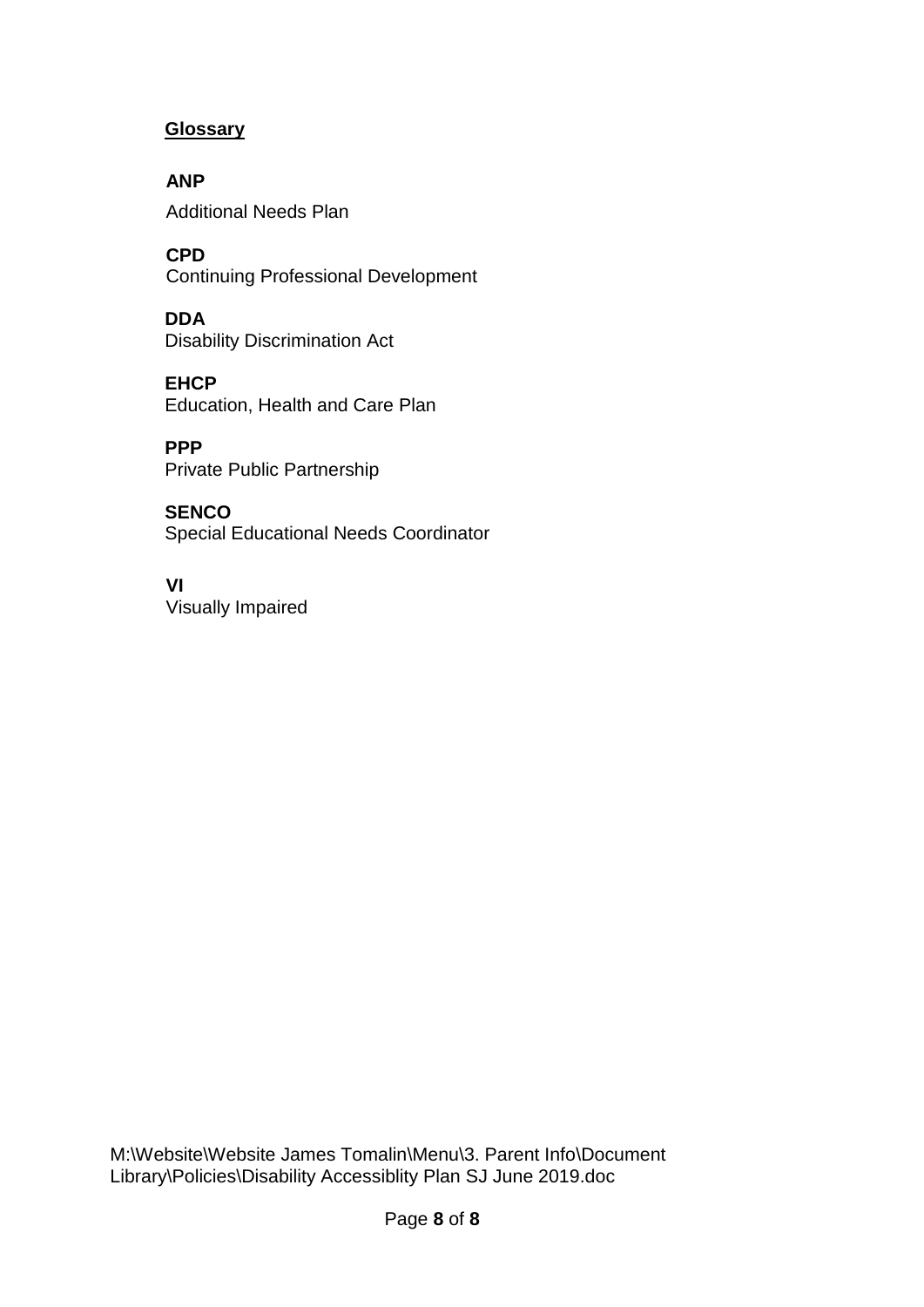**Glossary**

**ANP**
Additional Needs Plan

**CPD**
Continuing Professional Development

**DDA**
Disability Discrimination Act

**EHCP**
Education, Health and Care Plan

**PPP**
Private Public Partnership

**SENCO**
Special Educational Needs Coordinator

**VI**
Visually Impaired

M:\Website\Website James Tomalin\Menu\3. Parent Info\Document Library\Policies\Disability Accessiblity Plan SJ June 2019.doc